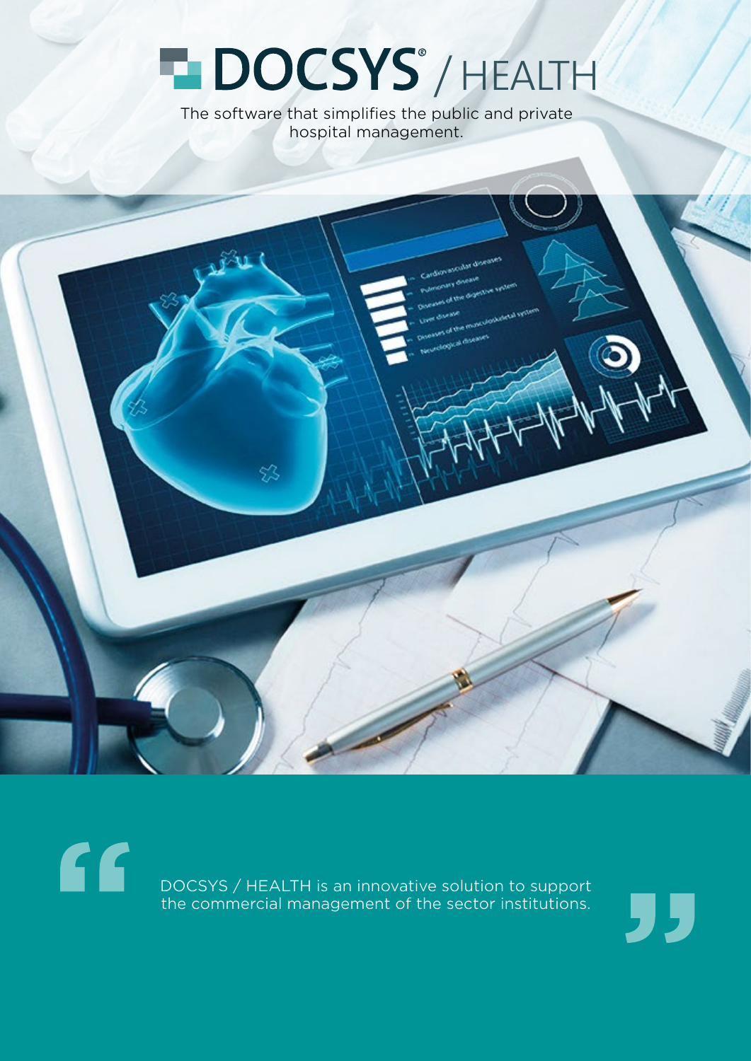# DOCSYS® / HEALTH

The software that simplifies the public and private hospital management.

> DOCSYS / HEALTH is an innovative solution to support the commercial management of the sector institutions.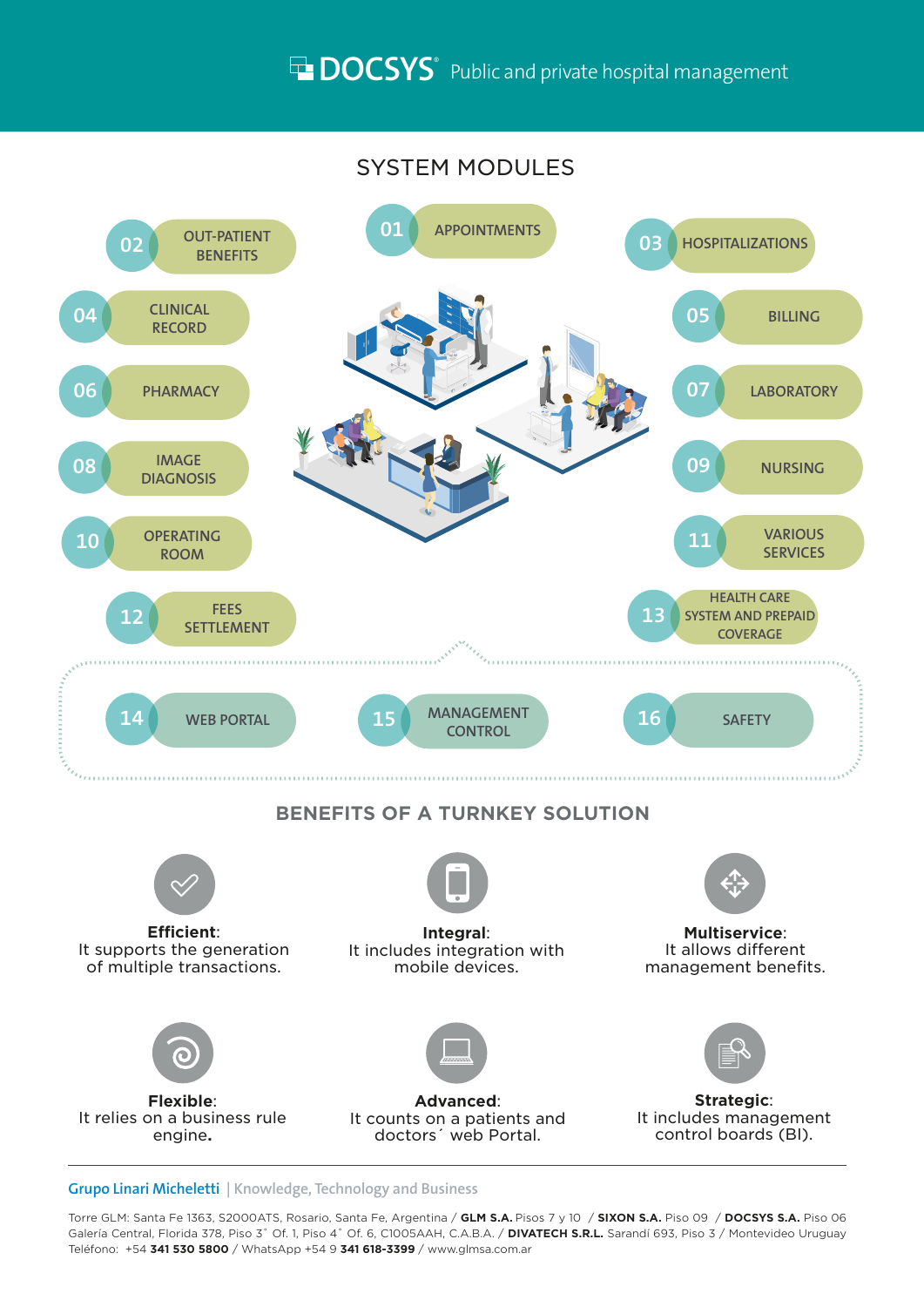# DOCSYS® Public and private hospital management

## SYSTEM MODULES

- 01 APPOINTMENTS
- 02 OUT-PATIENT BENEFITS
- 03 HOSPITALIZATIONS
- 04 CLINICAL RECORD
- 05 BILLING
- 06 PHARMACY
- 07 LABORATORY
- 08 IMAGE DIAGNOSIS
- 09 NURSING
- 10 OPERATING ROOM
- 11 VARIOUS SERVICES
- 12 FEES SETTLEMENT
- 13 HEALTH CARE SYSTEM AND PREPAID COVERAGE
- 14 WEB PORTAL
- 15 MANAGEMENT CONTROL
- 16 SAFETY

## BENEFITS OF A TURNKEY SOLUTION

**Efficient**:
It supports the generation of multiple transactions.

**Integral**:
It includes integration with mobile devices.

**Multiservice**:
It allows different management benefits.

**Flexible**:
It relies on a business rule engine**.**

**Advanced**:
It counts on a patients and doctors´ web Portal.

**Strategic**:
It includes management control boards (BI).

---

Grupo Linari Micheletti | Knowledge, Technology and Business

Torre GLM: Santa Fe 1363, S2000ATS, Rosario, Santa Fe, Argentina / **GLM S.A.** Pisos 7 y 10 / **SIXON S.A.** Piso 09 / **DOCSYS S.A.** Piso 06
Galería Central, Florida 378, Piso 3° Of. 1, Piso 4° Of. 6, C1005AAH, C.A.B.A. / **DIVATECH S.R.L.** Sarandí 693, Piso 3 / Montevideo Uruguay
Teléfono: +54 **341 530 5800** / WhatsApp +54 9 **341 618-3399** / www.glmsa.com.ar